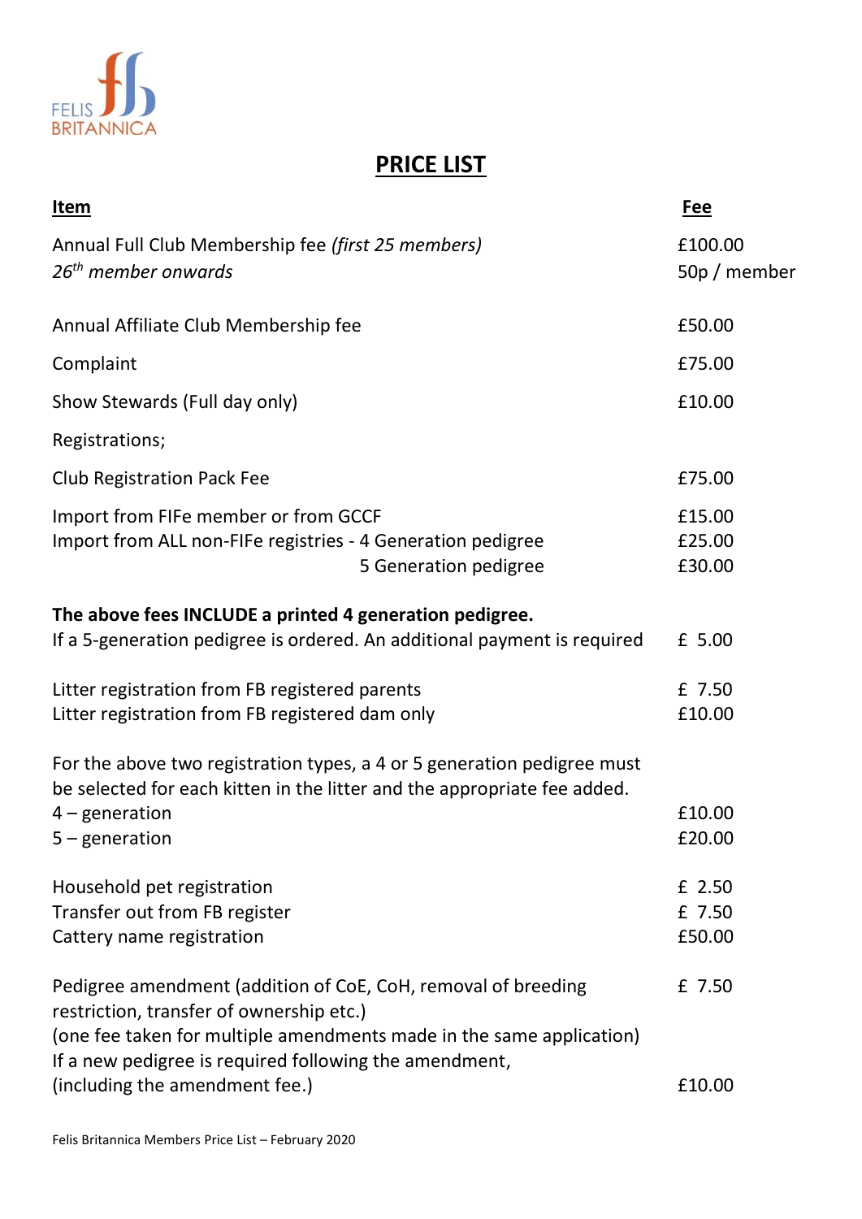FELIS BRITANNICA

# PRICE LIST

| Item | Fee |
| --- | --- |
| Annual Full Club Membership fee *(first 25 members)* | £100.00 |
| *26th member onwards* | 50p / member |
| Annual Affiliate Club Membership fee | £50.00 |
| Complaint | £75.00 |
| Show Stewards (Full day only) | £10.00 |
| Registrations; | |
| Club Registration Pack Fee | £75.00 |
| Import from FIFe member or from GCCF | £15.00 |
| Import from ALL non-FIFe registries - 4 Generation pedigree | £25.00 |
| 5 Generation pedigree | £30.00 |
| **The above fees INCLUDE a printed 4 generation pedigree.** | |
| If a 5-generation pedigree is ordered. An additional payment is required | £ 5.00 |
| Litter registration from FB registered parents | £ 7.50 |
| Litter registration from FB registered dam only | £10.00 |
| For the above two registration types, a 4 or 5 generation pedigree must be selected for each kitten in the litter and the appropriate fee added. | |
| 4 – generation | £10.00 |
| 5 – generation | £20.00 |
| Household pet registration | £ 2.50 |
| Transfer out from FB register | £ 7.50 |
| Cattery name registration | £50.00 |
| Pedigree amendment (addition of CoE, CoH, removal of breeding restriction, transfer of ownership etc.) (one fee taken for multiple amendments made in the same application) | £ 7.50 |
| If a new pedigree is required following the amendment, (including the amendment fee.) | £10.00 |

Felis Britannica Members Price List – February 2020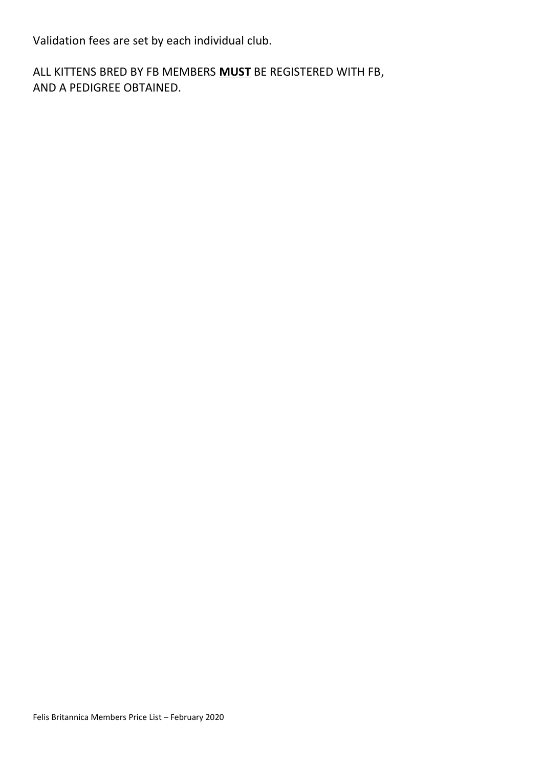Validation fees are set by each individual club.

ALL KITTENS BRED BY FB MEMBERS **MUST** BE REGISTERED WITH FB, AND A PEDIGREE OBTAINED.